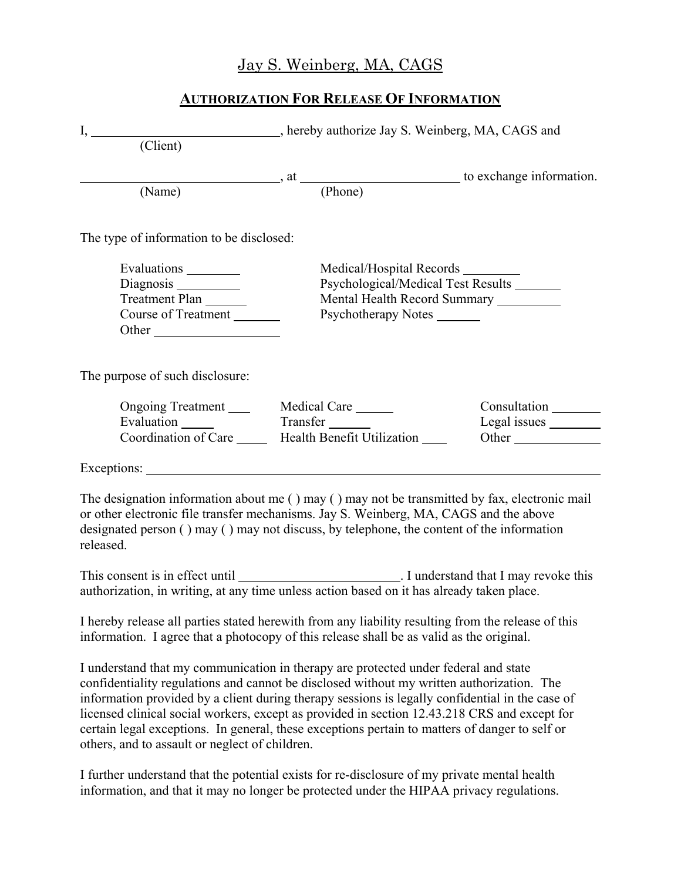# Jay S. Weinberg, MA, CAGS

## AUTHORIZATION FOR RELEASE OF INFORMATION

I, ____________________________, hereby authorize Jay S. Weinberg, MA, CAGS and
(Client)

______________________________, at ________________________ to exchange information.
(Name) (Phone)

The type of information to be disclosed:

| | |
|---|---|
| Evaluations ________ | Medical/Hospital Records ________ |
| Diagnosis _________ | Psychological/Medical Test Results _______ |
| Treatment Plan ______ | Mental Health Record Summary _________ |
| Course of Treatment _______ | Psychotherapy Notes _______ |
| Other __________________ | |

The purpose of such disclosure:

| | | |
|---|---|---|
| Ongoing Treatment ___ | Medical Care _____ | Consultation _______ |
| Evaluation _____ | Transfer ______ | Legal issues ________ |
| Coordination of Care _____ | Health Benefit Utilization ____ | Other ____________ |

Exceptions: ____________________________________________________________________

The designation information about me ( ) may ( ) may not be transmitted by fax, electronic mail or other electronic file transfer mechanisms. Jay S. Weinberg, MA, CAGS and the above designated person ( ) may ( ) may not discuss, by telephone, the content of the information released.

This consent is in effect until ________________________. I understand that I may revoke this authorization, in writing, at any time unless action based on it has already taken place.

I hereby release all parties stated herewith from any liability resulting from the release of this information. I agree that a photocopy of this release shall be as valid as the original.

I understand that my communication in therapy are protected under federal and state confidentiality regulations and cannot be disclosed without my written authorization. The information provided by a client during therapy sessions is legally confidential in the case of licensed clinical social workers, except as provided in section 12.43.218 CRS and except for certain legal exceptions. In general, these exceptions pertain to matters of danger to self or others, and to assault or neglect of children.

I further understand that the potential exists for re-disclosure of my private mental health information, and that it may no longer be protected under the HIPAA privacy regulations.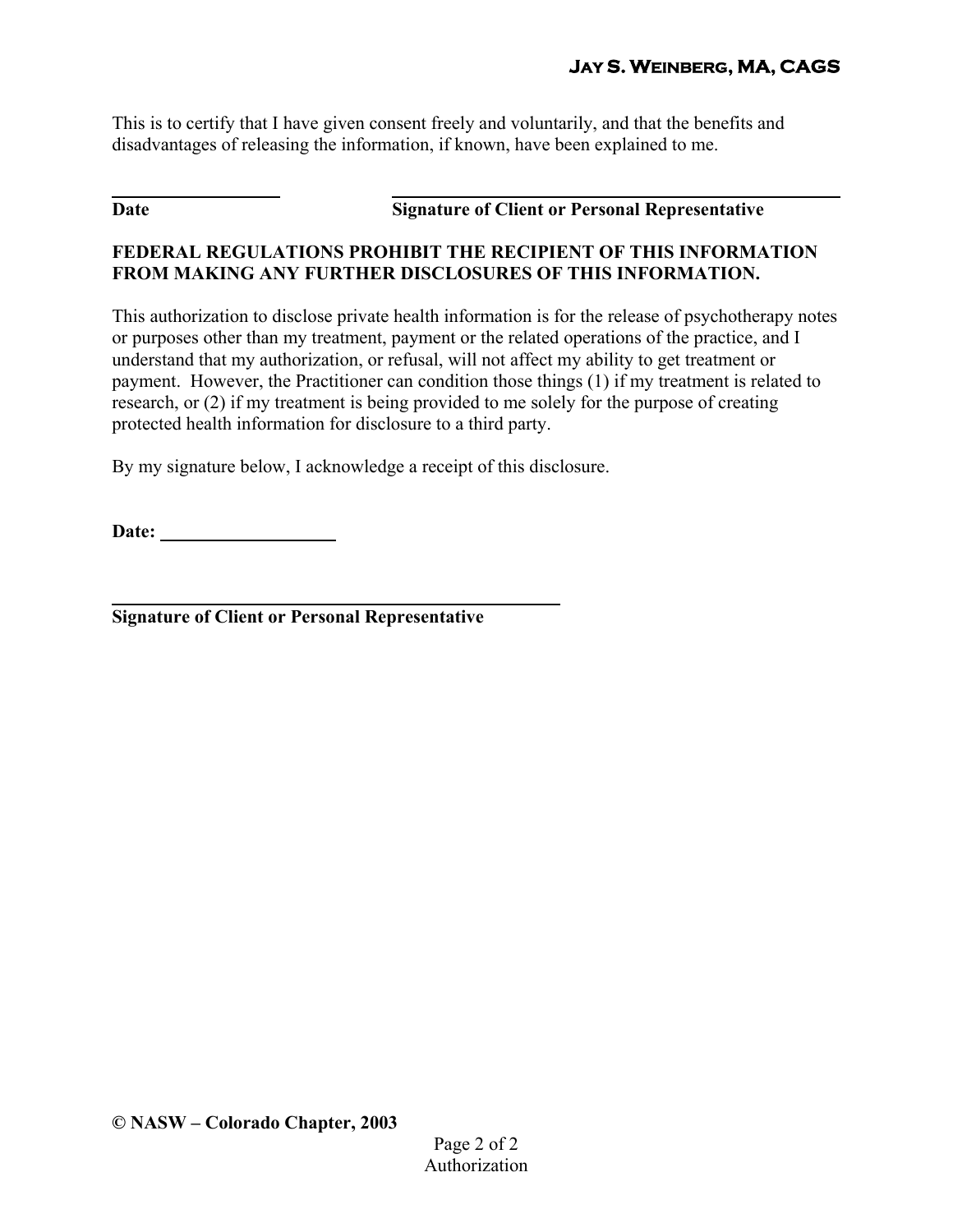This is to certify that I have given consent freely and voluntarily, and that the benefits and disadvantages of releasing the information, if known, have been explained to me.

| | |
|---|---|
| ____________________ | ______________________________________________ |
| **Date** | **Signature of Client or Personal Representative** |

**FEDERAL REGULATIONS PROHIBIT THE RECIPIENT OF THIS INFORMATION FROM MAKING ANY FURTHER DISCLOSURES OF THIS INFORMATION.**

This authorization to disclose private health information is for the release of psychotherapy notes or purposes other than my treatment, payment or the related operations of the practice, and I understand that my authorization, or refusal, will not affect my ability to get treatment or payment. However, the Practitioner can condition those things (1) if my treatment is related to research, or (2) if my treatment is being provided to me solely for the purpose of creating protected health information for disclosure to a third party.

By my signature below, I acknowledge a receipt of this disclosure.

**Date:** ____________________

______________________________________________
**Signature of Client or Personal Representative**

**© NASW – Colorado Chapter, 2003**

Authorization